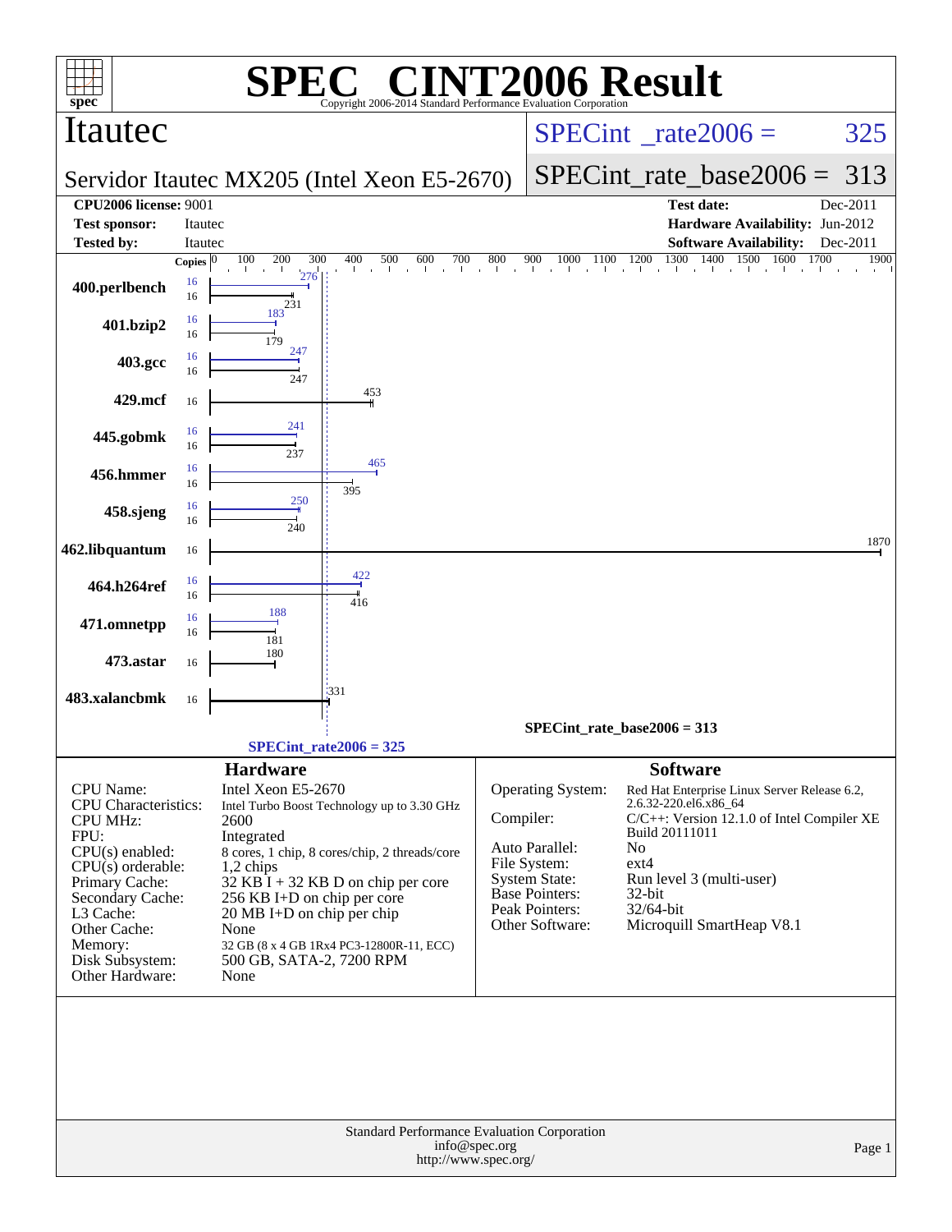# SPEC CINT2006 Result

Copyright 2006-2014 Standard Performance Evaluation Corporation

## Itautec

**Servidor Itautec MX205 (Intel Xeon E5-2670)**

SPECint_rate2006 = 325

SPECint_rate_base2006 = 313

| | | | |
|---|---|---|---|
| **CPU2006 license:** 9001 | | **Test date:** | Dec-2011 |
| **Test sponsor:** | Itautec | **Hardware Availability:** | Jun-2012 |
| **Tested by:** | Itautec | **Software Availability:** | Dec-2011 |

| Benchmark | Copies (peak) | Copies (base) | Peak | Base |
|---|---|---|---|---|
| 400.perlbench | 16 | 16 | 276 | 231 |
| 401.bzip2 | 16 | 16 | 183 | 179 |
| 403.gcc | 16 | 16 | 247 | 247 |
| 429.mcf | | 16 | | 453 |
| 445.gobmk | 16 | 16 | 241 | 237 |
| 456.hmmer | 16 | 16 | 465 | 395 |
| 458.sjeng | 16 | 16 | 250 | 240 |
| 462.libquantum | | 16 | | 1870 |
| 464.h264ref | 16 | 16 | 422 | 416 |
| 471.omnetpp | 16 | 16 | 188 | 181 |
| 473.astar | | 16 | | 180 |
| 483.xalancbmk | | 16 | | 331 |

SPECint_rate_base2006 = 313

SPECint_rate2006 = 325

### Hardware

| | |
|---|---|
| CPU Name: | Intel Xeon E5-2670 |
| CPU Characteristics: | Intel Turbo Boost Technology up to 3.30 GHz |
| CPU MHz: | 2600 |
| FPU: | Integrated |
| CPU(s) enabled: | 8 cores, 1 chip, 8 cores/chip, 2 threads/core |
| CPU(s) orderable: | 1,2 chips |
| Primary Cache: | 32 KB I + 32 KB D on chip per core |
| Secondary Cache: | 256 KB I+D on chip per core |
| L3 Cache: | 20 MB I+D on chip per chip |
| Other Cache: | None |
| Memory: | 32 GB (8 x 4 GB 1Rx4 PC3-12800R-11, ECC) |
| Disk Subsystem: | 500 GB, SATA-2, 7200 RPM |
| Other Hardware: | None |

### Software

| | |
|---|---|
| Operating System: | Red Hat Enterprise Linux Server Release 6.2, 2.6.32-220.el6.x86_64 |
| Compiler: | C/C++: Version 12.1.0 of Intel Compiler XE Build 20111011 |
| Auto Parallel: | No |
| File System: | ext4 |
| System State: | Run level 3 (multi-user) |
| Base Pointers: | 32-bit |
| Peak Pointers: | 32/64-bit |
| Other Software: | Microquill SmartHeap V8.1 |

Standard Performance Evaluation Corporation
info@spec.org
http://www.spec.org/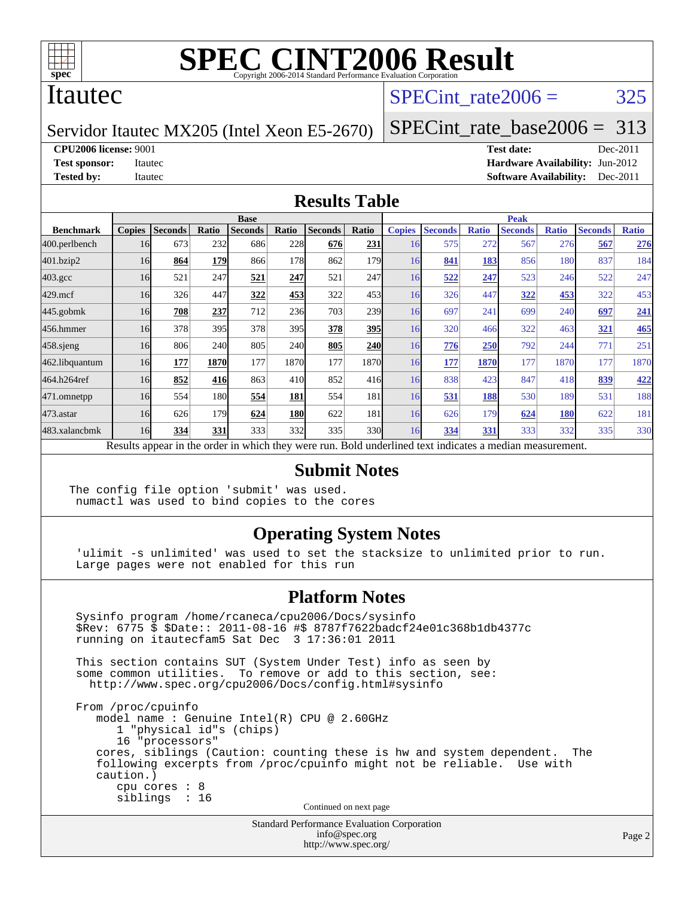# SPEC CINT2006 Result

Copyright 2006-2014 Standard Performance Evaluation Corporation

## Itautec

Servidor Itautec MX205 (Intel Xeon E5-2670)

SPECint_rate2006 = 325

SPECint_rate_base2006 = 313

**CPU2006 license:** 9001
**Test sponsor:** Itautec
**Tested by:** Itautec

**Test date:** Dec-2011
**Hardware Availability:** Jun-2012
**Software Availability:** Dec-2011

## Results Table

| | Base | | | | | | | | Peak | | | | | | | |
|---|---|---|---|---|---|---|---|---|---|---|---|---|---|---|---|---|
| **Benchmark** | **Copies** | **Seconds** | **Ratio** | **Seconds** | **Ratio** | **Seconds** | **Ratio** | | **Copies** | **Seconds** | **Ratio** | **Seconds** | **Ratio** | **Seconds** | **Ratio** |
| 400.perlbench | 16 | 673 | 232 | 686 | 228 | **676** | **231** | | 16 | 575 | 272 | 567 | 276 | **567** | **276** |
| 401.bzip2 | 16 | **864** | **179** | 866 | 178 | 862 | 179 | | 16 | **841** | **183** | 856 | 180 | 837 | 184 |
| 403.gcc | 16 | 521 | 247 | **521** | **247** | 521 | 247 | | 16 | **522** | **247** | 523 | 246 | 522 | 247 |
| 429.mcf | 16 | 326 | 447 | **322** | **453** | 322 | 453 | | 16 | 326 | 447 | **322** | **453** | 322 | 453 |
| 445.gobmk | 16 | **708** | **237** | 712 | 236 | 703 | 239 | | 16 | 697 | 241 | 699 | 240 | **697** | **241** |
| 456.hmmer | 16 | 378 | 395 | 378 | 395 | **378** | **395** | | 16 | 320 | 466 | 322 | 463 | **321** | **465** |
| 458.sjeng | 16 | 806 | 240 | 805 | 240 | **805** | **240** | | 16 | **776** | **250** | 792 | 244 | 771 | 251 |
| 462.libquantum | 16 | **177** | **1870** | 177 | 1870 | 177 | 1870 | | 16 | **177** | **1870** | 177 | 1870 | 177 | 1870 |
| 464.h264ref | 16 | **852** | **416** | 863 | 410 | 852 | 416 | | 16 | 838 | 423 | 847 | 418 | **839** | **422** |
| 471.omnetpp | 16 | 554 | 180 | **554** | **181** | 554 | 181 | | 16 | **531** | **188** | 530 | 189 | 531 | 188 |
| 473.astar | 16 | 626 | 179 | **624** | **180** | 622 | 181 | | 16 | 626 | 179 | **624** | **180** | 622 | 181 |
| 483.xalancbmk | 16 | **334** | **331** | 333 | 332 | 335 | 330 | | 16 | **334** | **331** | 333 | 332 | 335 | 330 |

Results appear in the order in which they were run. Bold underlined text indicates a median measurement.

## Submit Notes

```
The config file option 'submit' was used.
 numactl was used to bind copies to the cores
```

## Operating System Notes

```
 'ulimit -s unlimited' was used to set the stacksize to unlimited prior to run.
 Large pages were not enabled for this run
```

## Platform Notes

```
 Sysinfo program /home/rcaneca/cpu2006/Docs/sysinfo
 $Rev: 6775 $ $Date:: 2011-08-16 #$ 8787f7622badcf24e01c368b1db4377c
 running on itautecfam5 Sat Dec  3 17:36:01 2011

 This section contains SUT (System Under Test) info as seen by
 some common utilities.  To remove or add to this section, see:
   http://www.spec.org/cpu2006/Docs/config.html#sysinfo

 From /proc/cpuinfo
    model name : Genuine Intel(R) CPU @ 2.60GHz
       1 "physical id"s (chips)
       16 "processors"
    cores, siblings (Caution: counting these is hw and system dependent.  The
    following excerpts from /proc/cpuinfo might not be reliable.  Use with
    caution.)
       cpu cores : 8
       siblings  : 16
```

Continued on next page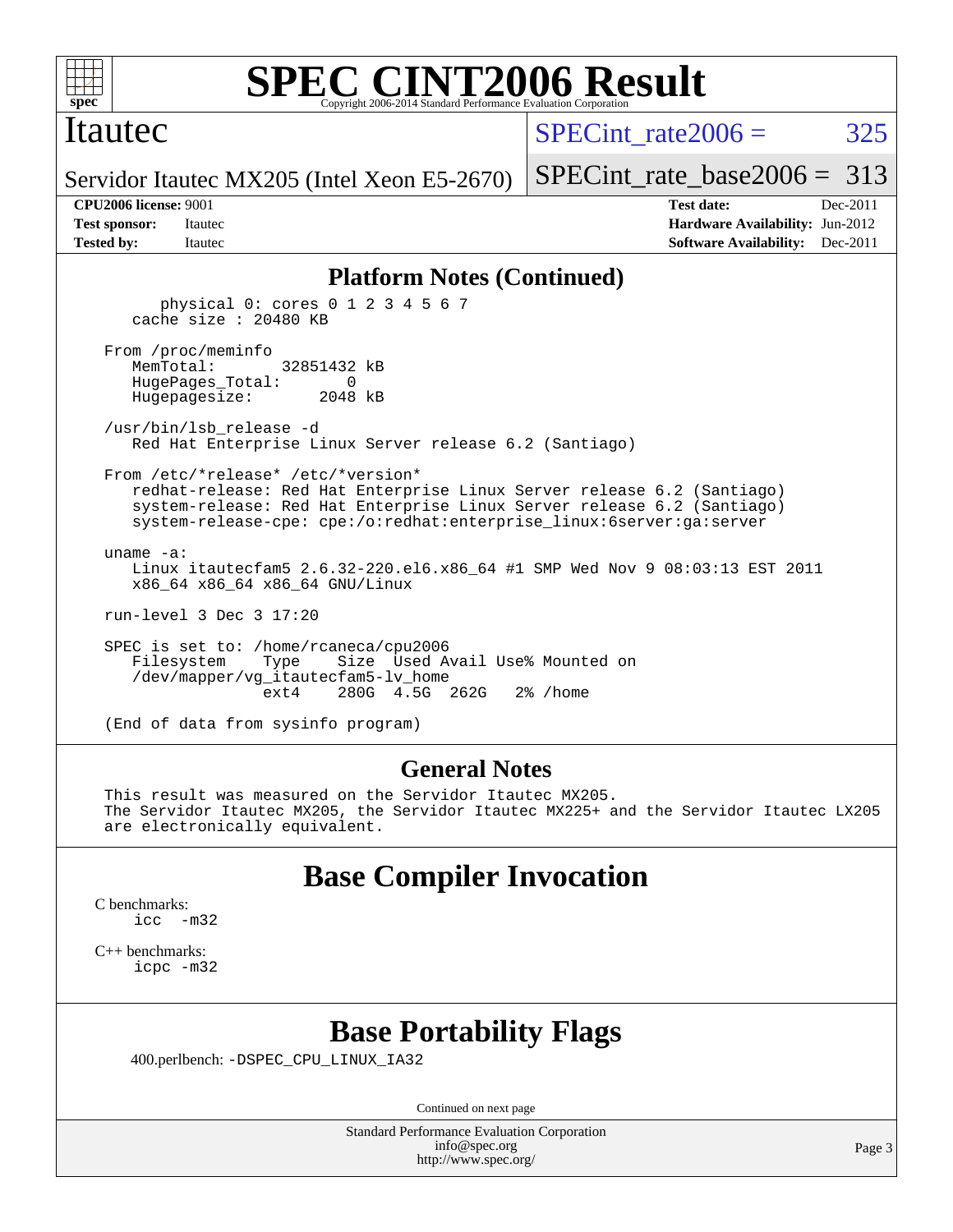## Platform Notes (Continued)

```
      physical 0: cores 0 1 2 3 4 5 6 7
   cache size : 20480 KB

 From /proc/meminfo
    MemTotal:       32851432 kB
    HugePages_Total:       0
    Hugepagesize:       2048 kB

 /usr/bin/lsb_release -d
    Red Hat Enterprise Linux Server release 6.2 (Santiago)

 From /etc/*release* /etc/*version*
    redhat-release: Red Hat Enterprise Linux Server release 6.2 (Santiago)
    system-release: Red Hat Enterprise Linux Server release 6.2 (Santiago)
    system-release-cpe: cpe:/o:redhat:enterprise_linux:6server:ga:server

 uname -a:
    Linux itautecfam5 2.6.32-220.el6.x86_64 #1 SMP Wed Nov 9 08:03:13 EST 2011
    x86_64 x86_64 x86_64 GNU/Linux

 run-level 3 Dec 3 17:20

 SPEC is set to: /home/rcaneca/cpu2006
    Filesystem    Type    Size  Used Avail Use% Mounted on
    /dev/mapper/vg_itautecfam5-lv_home
                  ext4    280G  4.5G  262G   2% /home

 (End of data from sysinfo program)
```

## General Notes

This result was measured on the Servidor Itautec MX205.
The Servidor Itautec MX205, the Servidor Itautec MX225+ and the Servidor Itautec LX205 are electronically equivalent.

## Base Compiler Invocation

C benchmarks:
icc -m32

C++ benchmarks:
icpc -m32

## Base Portability Flags

400.perlbench: -DSPEC_CPU_LINUX_IA32

Continued on next page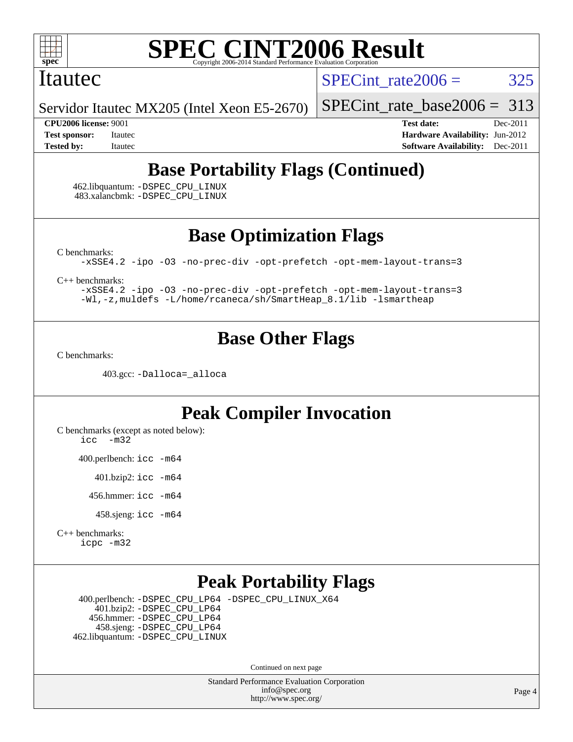# SPEC CINT2006 Result

Copyright 2006-2014 Standard Performance Evaluation Corporation

Itautec

Servidor Itautec MX205 (Intel Xeon E5-2670)

SPECint_rate2006 = 325

SPECint_rate_base2006 = 313

**CPU2006 license:** 9001
**Test sponsor:** Itautec
**Tested by:** Itautec

**Test date:** Dec-2011
**Hardware Availability:** Jun-2012
**Software Availability:** Dec-2011

## Base Portability Flags (Continued)

462.libquantum: -DSPEC_CPU_LINUX
483.xalancbmk: -DSPEC_CPU_LINUX

## Base Optimization Flags

C benchmarks:

```
-xSSE4.2 -ipo -O3 -no-prec-div -opt-prefetch -opt-mem-layout-trans=3
```

C++ benchmarks:

```
-xSSE4.2 -ipo -O3 -no-prec-div -opt-prefetch -opt-mem-layout-trans=3
-Wl,-z,muldefs -L/home/rcaneca/sh/SmartHeap_8.1/lib -lsmartheap
```

## Base Other Flags

C benchmarks:

403.gcc: -Dalloca=_alloca

## Peak Compiler Invocation

C benchmarks (except as noted below):

```
icc  -m32
```

400.perlbench: icc -m64

401.bzip2: icc -m64

456.hmmer: icc -m64

458.sjeng: icc -m64

C++ benchmarks:

```
icpc -m32
```

## Peak Portability Flags

400.perlbench: -DSPEC_CPU_LP64 -DSPEC_CPU_LINUX_X64
401.bzip2: -DSPEC_CPU_LP64
456.hmmer: -DSPEC_CPU_LP64
458.sjeng: -DSPEC_CPU_LP64
462.libquantum: -DSPEC_CPU_LINUX

Continued on next page

Standard Performance Evaluation Corporation
info@spec.org
http://www.spec.org/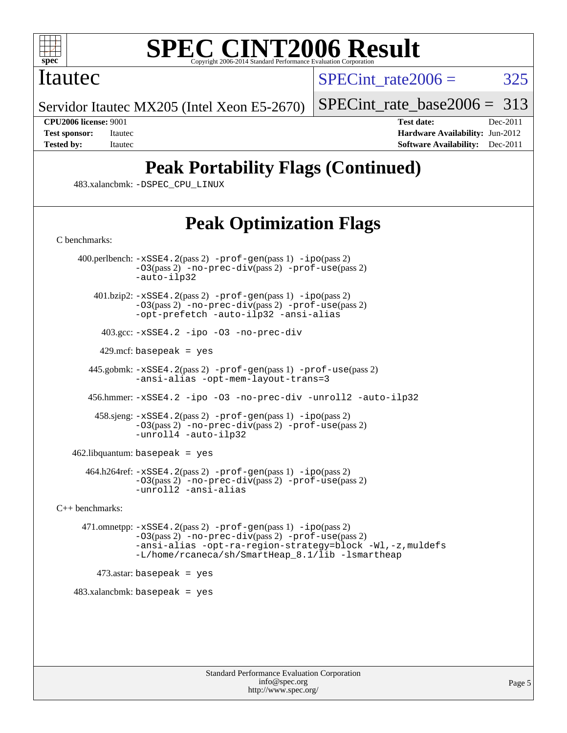# SPEC CINT2006 Result

Copyright 2006-2014 Standard Performance Evaluation Corporation

**Itautec**

Servidor Itautec MX205 (Intel Xeon E5-2670)

SPECint_rate2006 = 325

SPECint_rate_base2006 = 313

| | | | |
|---|---|---|---|
| **CPU2006 license:** 9001 | | **Test date:** | Dec-2011 |
| **Test sponsor:** | Itautec | **Hardware Availability:** | Jun-2012 |
| **Tested by:** | Itautec | **Software Availability:** | Dec-2011 |

## Peak Portability Flags (Continued)

483.xalancbmk: `-DSPEC_CPU_LINUX`

## Peak Optimization Flags

C benchmarks:

400.perlbench: `-xSSE4.2`(pass 2) `-prof-gen`(pass 1) `-ipo`(pass 2) `-O3`(pass 2) `-no-prec-div`(pass 2) `-prof-use`(pass 2) `-auto-ilp32`

401.bzip2: `-xSSE4.2`(pass 2) `-prof-gen`(pass 1) `-ipo`(pass 2) `-O3`(pass 2) `-no-prec-div`(pass 2) `-prof-use`(pass 2) `-opt-prefetch -auto-ilp32 -ansi-alias`

403.gcc: `-xSSE4.2 -ipo -O3 -no-prec-div`

429.mcf: `basepeak = yes`

445.gobmk: `-xSSE4.2`(pass 2) `-prof-gen`(pass 1) `-prof-use`(pass 2) `-ansi-alias -opt-mem-layout-trans=3`

456.hmmer: `-xSSE4.2 -ipo -O3 -no-prec-div -unroll2 -auto-ilp32`

458.sjeng: `-xSSE4.2`(pass 2) `-prof-gen`(pass 1) `-ipo`(pass 2) `-O3`(pass 2) `-no-prec-div`(pass 2) `-prof-use`(pass 2) `-unroll4 -auto-ilp32`

462.libquantum: `basepeak = yes`

464.h264ref: `-xSSE4.2`(pass 2) `-prof-gen`(pass 1) `-ipo`(pass 2) `-O3`(pass 2) `-no-prec-div`(pass 2) `-prof-use`(pass 2) `-unroll2 -ansi-alias`

C++ benchmarks:

471.omnetpp: `-xSSE4.2`(pass 2) `-prof-gen`(pass 1) `-ipo`(pass 2) `-O3`(pass 2) `-no-prec-div`(pass 2) `-prof-use`(pass 2) `-ansi-alias -opt-ra-region-strategy=block -Wl,-z,muldefs -L/home/rcaneca/sh/SmartHeap_8.1/lib -lsmartheap`

473.astar: `basepeak = yes`

483.xalancbmk: `basepeak = yes`

Standard Performance Evaluation Corporation
info@spec.org
http://www.spec.org/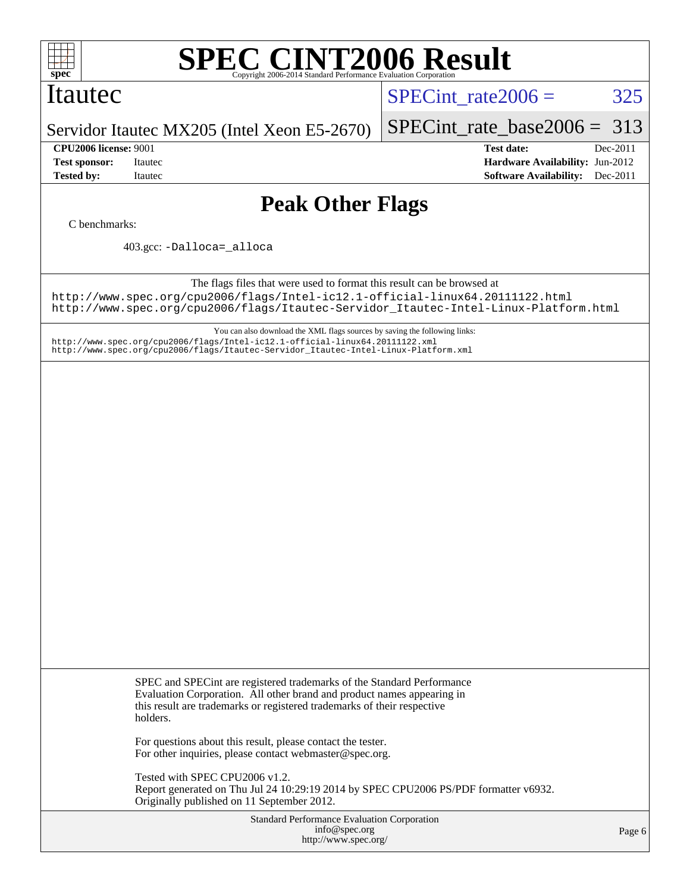# Peak Other Flags

C benchmarks:

403.gcc: `-Dalloca=_alloca`

The flags files that were used to format this result can be browsed at
http://www.spec.org/cpu2006/flags/Intel-ic12.1-official-linux64.20111122.html
http://www.spec.org/cpu2006/flags/Itautec-Servidor_Itautec-Intel-Linux-Platform.html

You can also download the XML flags sources by saving the following links:
http://www.spec.org/cpu2006/flags/Intel-ic12.1-official-linux64.20111122.xml
http://www.spec.org/cpu2006/flags/Itautec-Servidor_Itautec-Intel-Linux-Platform.xml

SPEC and SPECint are registered trademarks of the Standard Performance Evaluation Corporation. All other brand and product names appearing in this result are trademarks or registered trademarks of their respective holders.

For questions about this result, please contact the tester.
For other inquiries, please contact webmaster@spec.org.

Tested with SPEC CPU2006 v1.2.
Report generated on Thu Jul 24 10:29:19 2014 by SPEC CPU2006 PS/PDF formatter v6932.
Originally published on 11 September 2012.